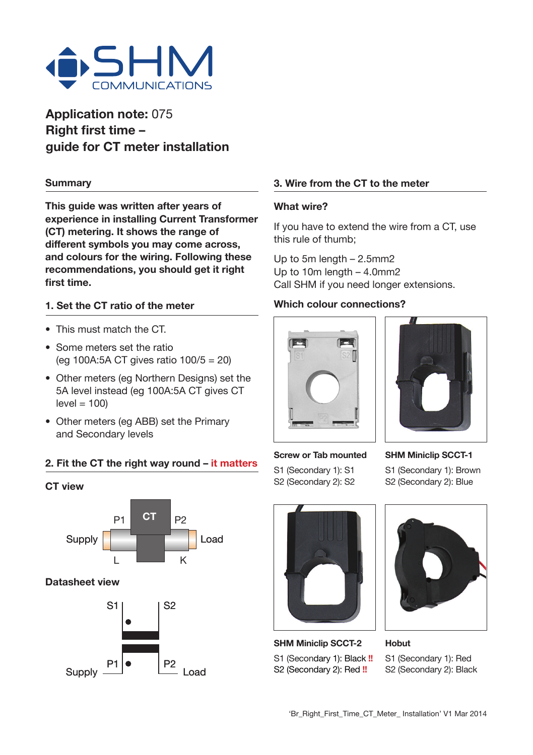# Application note: 075
# Right first time – guide for CT meter installation

## Summary

**This guide was written after years of experience in installing Current Transformer (CT) metering. It shows the range of different symbols you may come across, and colours for the wiring. Following these recommendations, you should get it right first time.**

### 1. Set the CT ratio of the meter

- This must match the CT.
- Some meters set the ratio (eg 100A:5A CT gives ratio 100/5 = 20)
- Other meters (eg Northern Designs) set the 5A level instead (eg 100A:5A CT gives CT level = 100)
- Other meters (eg ABB) set the Primary and Secondary levels

### 2. Fit the CT the right way round – it matters

**CT view**

CT

P1 P2

Supply Load

L K

**Datasheet view**

S1 S2

P1 P2

Supply Load

### 3. Wire from the CT to the meter

**What wire?**

If you have to extend the wire from a CT, use this rule of thumb;

Up to 5m length – 2.5mm2
Up to 10m length – 4.0mm2
Call SHM if you need longer extensions.

**Which colour connections?**

**Screw or Tab mounted**

S1 (Secondary 1): S1
S2 (Secondary 2): S2

**SHM Miniclip SCCT-1**

S1 (Secondary 1): Brown
S2 (Secondary 2): Blue

**SHM Miniclip SCCT-2**

S1 (Secondary 1): Black **!!**
S2 (Secondary 2): Red **!!**

**Hobut**

S1 (Secondary 1): Red
S2 (Secondary 2): Black

'Br_Right_First_Time_CT_Meter_ Installation' V1 Mar 2014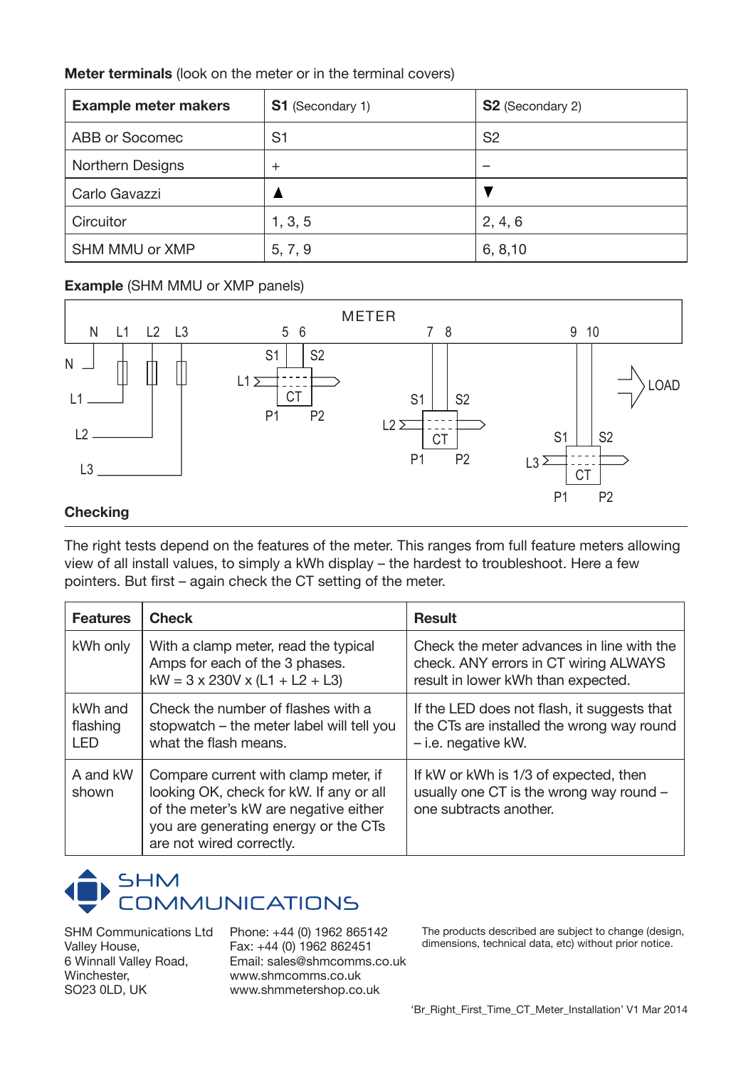**Meter terminals** (look on the meter or in the terminal covers)

| **Example meter makers** | **S1** (Secondary 1) | **S2** (Secondary 2) |
|---|---|---|
| ABB or Socomec | S1 | S2 |
| Northern Designs | + | – |
| Carlo Gavazzi | ▲ | ▼ |
| Circuitor | 1, 3, 5 | 2, 4, 6 |
| SHM MMU or XMP | 5, 7, 9 | 6, 8,10 |

**Example** (SHM MMU or XMP panels)

METER

N L1 L2 L3

5 6

7 8

9 10

N

L1

L2

L3

S1 S2

L1

CT

P1 P2

S1 S2

L2

CT

P1 P2

S1 S2

L3

CT

P1 P2

LOAD

## Checking

The right tests depend on the features of the meter. This ranges from full feature meters allowing view of all install values, to simply a kWh display – the hardest to troubleshoot. Here a few pointers. But first – again check the CT setting of the meter.

| **Features** | **Check** | **Result** |
|---|---|---|
| kWh only | With a clamp meter, read the typical Amps for each of the 3 phases. kW = 3 x 230V x (L1 + L2 + L3) | Check the meter advances in line with the check. ANY errors in CT wiring ALWAYS result in lower kWh than expected. |
| kWh and flashing LED | Check the number of flashes with a stopwatch – the meter label will tell you what the flash means. | If the LED does not flash, it suggests that the CTs are installed the wrong way round – i.e. negative kW. |
| A and kW shown | Compare current with clamp meter, if looking OK, check for kW. If any or all of the meter's kW are negative either you are generating energy or the CTs are not wired correctly. | If kW or kWh is 1/3 of expected, then usually one CT is the wrong way round – one subtracts another. |

SHM COMMUNICATIONS

SHM Communications Ltd
Valley House,
6 Winnall Valley Road,
Winchester,
SO23 0LD, UK

Phone: +44 (0) 1962 865142
Fax: +44 (0) 1962 862451
Email: sales@shmcomms.co.uk
www.shmcomms.co.uk
www.shmmetershop.co.uk

The products described are subject to change (design, dimensions, technical data, etc) without prior notice.

'Br_Right_First_Time_CT_Meter_Installation' V1 Mar 2014